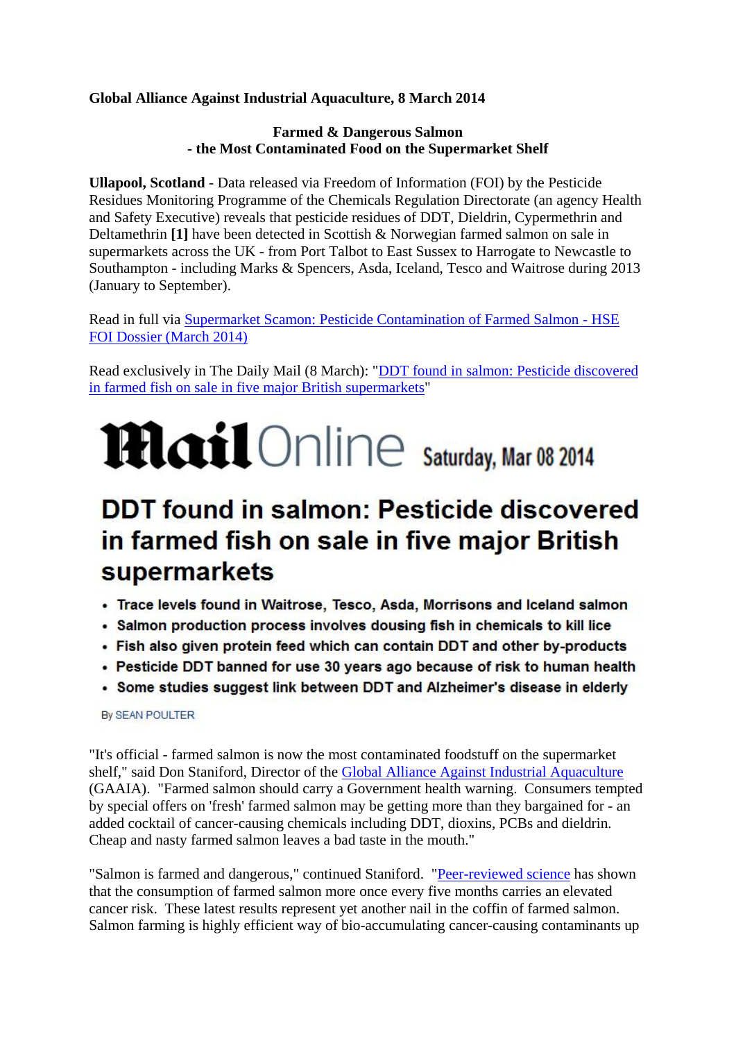**Global Alliance Against Industrial Aquaculture, 8 March 2014**

**Farmed & Dangerous Salmon**
**- the Most Contaminated Food on the Supermarket Shelf**

**Ullapool, Scotland** - Data released via Freedom of Information (FOI) by the Pesticide Residues Monitoring Programme of the Chemicals Regulation Directorate (an agency Health and Safety Executive) reveals that pesticide residues of DDT, Dieldrin, Cypermethrin and Deltamethrin **[1]** have been detected in Scottish & Norwegian farmed salmon on sale in supermarkets across the UK - from Port Talbot to East Sussex to Harrogate to Newcastle to Southampton - including Marks & Spencers, Asda, Iceland, Tesco and Waitrose during 2013 (January to September).

Read in full via Supermarket Scamon: Pesticide Contamination of Farmed Salmon - HSE FOI Dossier (March 2014)

Read exclusively in The Daily Mail (8 March): "DDT found in salmon: Pesticide discovered in farmed fish on sale in five major British supermarkets"

**MailOnline** Saturday, Mar 08 2014

# DDT found in salmon: Pesticide discovered in farmed fish on sale in five major British supermarkets

- **Trace levels found in Waitrose, Tesco, Asda, Morrisons and Iceland salmon**
- **Salmon production process involves dousing fish in chemicals to kill lice**
- **Fish also given protein feed which can contain DDT and other by-products**
- **Pesticide DDT banned for use 30 years ago because of risk to human health**
- **Some studies suggest link between DDT and Alzheimer's disease in elderly**

By SEAN POULTER

"It's official - farmed salmon is now the most contaminated foodstuff on the supermarket shelf," said Don Staniford, Director of the Global Alliance Against Industrial Aquaculture (GAAIA). "Farmed salmon should carry a Government health warning. Consumers tempted by special offers on 'fresh' farmed salmon may be getting more than they bargained for - an added cocktail of cancer-causing chemicals including DDT, dioxins, PCBs and dieldrin. Cheap and nasty farmed salmon leaves a bad taste in the mouth."

"Salmon is farmed and dangerous," continued Staniford. "Peer-reviewed science has shown that the consumption of farmed salmon more once every five months carries an elevated cancer risk. These latest results represent yet another nail in the coffin of farmed salmon. Salmon farming is highly efficient way of bio-accumulating cancer-causing contaminants up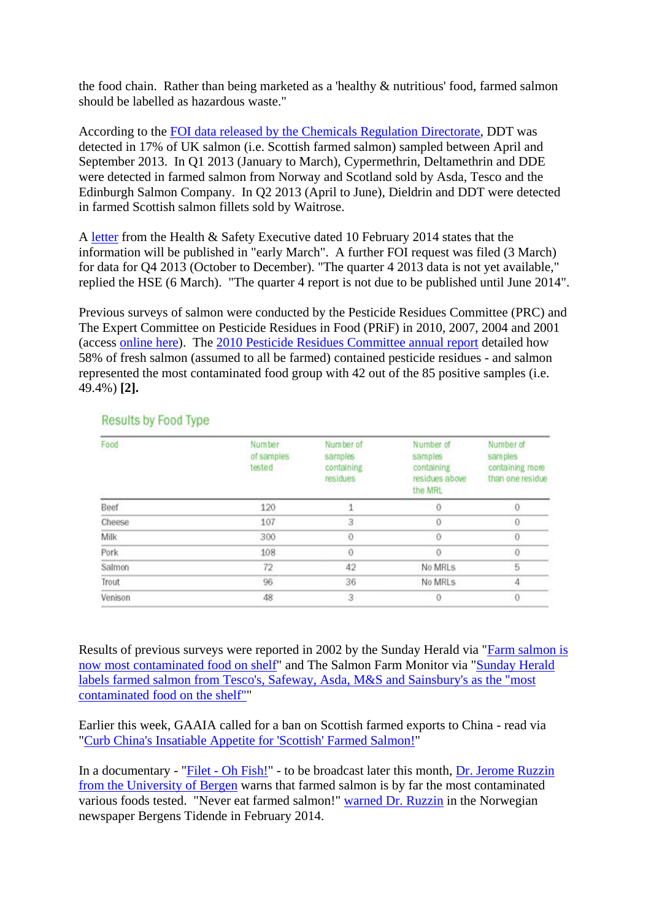the food chain. Rather than being marketed as a 'healthy & nutritious' food, farmed salmon should be labelled as hazardous waste."

According to the FOI data released by the Chemicals Regulation Directorate, DDT was detected in 17% of UK salmon (i.e. Scottish farmed salmon) sampled between April and September 2013. In Q1 2013 (January to March), Cypermethrin, Deltamethrin and DDE were detected in farmed salmon from Norway and Scotland sold by Asda, Tesco and the Edinburgh Salmon Company. In Q2 2013 (April to June), Dieldrin and DDT were detected in farmed Scottish salmon fillets sold by Waitrose.

A letter from the Health & Safety Executive dated 10 February 2014 states that the information will be published in "early March". A further FOI request was filed (3 March) for data for Q4 2013 (October to December). "The quarter 4 2013 data is not yet available," replied the HSE (6 March). "The quarter 4 report is not due to be published until June 2014".

Previous surveys of salmon were conducted by the Pesticide Residues Committee (PRC) and The Expert Committee on Pesticide Residues in Food (PRiF) in 2010, 2007, 2004 and 2001 (access online here). The 2010 Pesticide Residues Committee annual report detailed how 58% of fresh salmon (assumed to all be farmed) contained pesticide residues - and salmon represented the most contaminated food group with 42 out of the 85 positive samples (i.e. 49.4%) **[2].**

## Results by Food Type

| Food | Number of samples tested | Number of samples containing residues | Number of samples containing residues above the MRL | Number of samples containing more than one residue |
|---|---|---|---|---|
| Beef | 120 | 1 | 0 | 0 |
| Cheese | 107 | 3 | 0 | 0 |
| Milk | 300 | 0 | 0 | 0 |
| Pork | 108 | 0 | 0 | 0 |
| Salmon | 72 | 42 | No MRLs | 5 |
| Trout | 96 | 36 | No MRLs | 4 |
| Venison | 48 | 3 | 0 | 0 |

Results of previous surveys were reported in 2002 by the Sunday Herald via "Farm salmon is now most contaminated food on shelf" and The Salmon Farm Monitor via "Sunday Herald labels farmed salmon from Tesco's, Safeway, Asda, M&S and Sainsbury's as the "most contaminated food on the shelf""

Earlier this week, GAAIA called for a ban on Scottish farmed exports to China - read via "Curb China's Insatiable Appetite for 'Scottish' Farmed Salmon!"

In a documentary - "Filet - Oh Fish!" - to be broadcast later this month, Dr. Jerome Ruzzin from the University of Bergen warns that farmed salmon is by far the most contaminated various foods tested. "Never eat farmed salmon!" warned Dr. Ruzzin in the Norwegian newspaper Bergens Tidende in February 2014.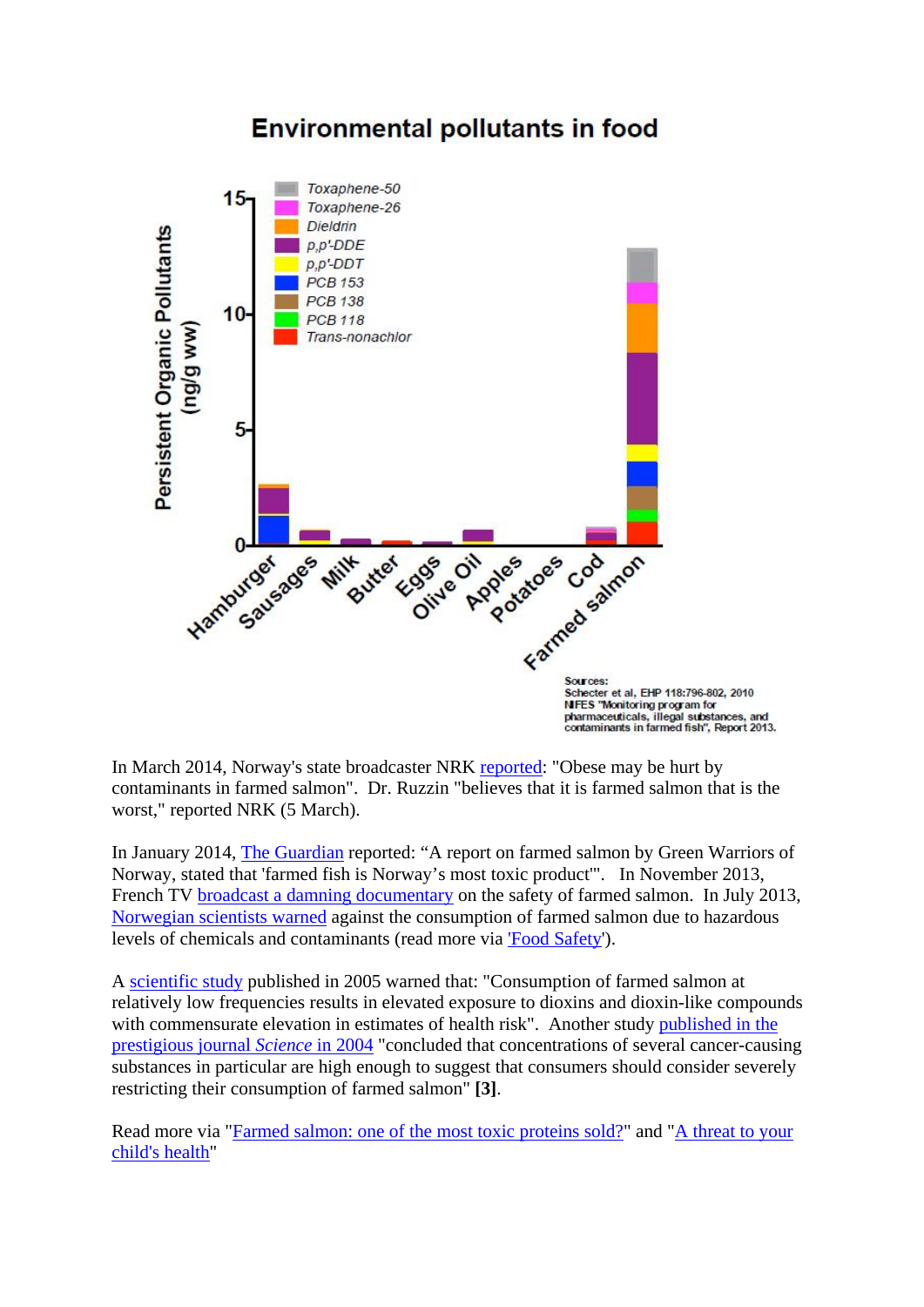## Environmental pollutants in food

Sources:
Schecter et al, EHP 118:796-802, 2010
NIFES "Monitoring program for pharmaceuticals, illegal substances, and contaminants in farmed fish", Report 2013.

In March 2014, Norway's state broadcaster NRK reported: "Obese may be hurt by contaminants in farmed salmon". Dr. Ruzzin "believes that it is farmed salmon that is the worst," reported NRK (5 March).

In January 2014, The Guardian reported: "A report on farmed salmon by Green Warriors of Norway, stated that 'farmed fish is Norway's most toxic product'". In November 2013, French TV broadcast a damning documentary on the safety of farmed salmon. In July 2013, Norwegian scientists warned against the consumption of farmed salmon due to hazardous levels of chemicals and contaminants (read more via 'Food Safety').

A scientific study published in 2005 warned that: "Consumption of farmed salmon at relatively low frequencies results in elevated exposure to dioxins and dioxin-like compounds with commensurate elevation in estimates of health risk". Another study published in the prestigious journal *Science* in 2004 "concluded that concentrations of several cancer-causing substances in particular are high enough to suggest that consumers should consider severely restricting their consumption of farmed salmon" **[3]**.

Read more via "Farmed salmon: one of the most toxic proteins sold?" and "A threat to your child's health"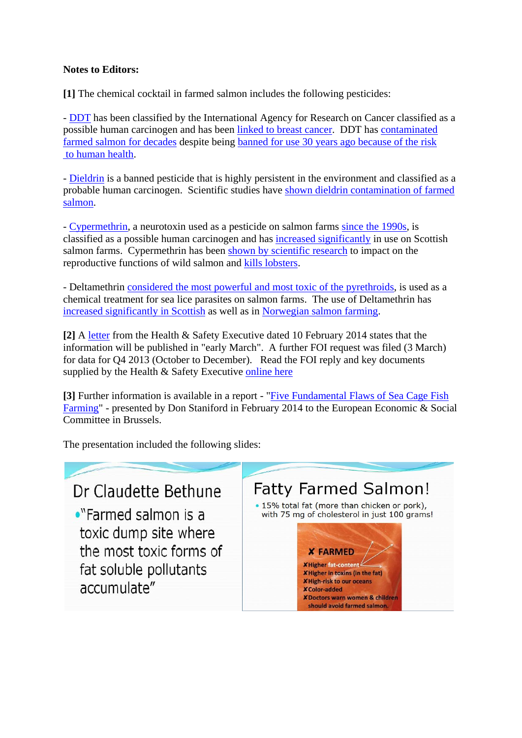**Notes to Editors:**

**[1]** The chemical cocktail in farmed salmon includes the following pesticides:

- DDT has been classified by the International Agency for Research on Cancer classified as a possible human carcinogen and has been linked to breast cancer. DDT has contaminated farmed salmon for decades despite being banned for use 30 years ago because of the risk to human health.

- Dieldrin is a banned pesticide that is highly persistent in the environment and classified as a probable human carcinogen. Scientific studies have shown dieldrin contamination of farmed salmon.

- Cypermethrin, a neurotoxin used as a pesticide on salmon farms since the 1990s, is classified as a possible human carcinogen and has increased significantly in use on Scottish salmon farms. Cypermethrin has been shown by scientific research to impact on the reproductive functions of wild salmon and kills lobsters.

- Deltamethrin considered the most powerful and most toxic of the pyrethroids, is used as a chemical treatment for sea lice parasites on salmon farms. The use of Deltamethrin has increased significantly in Scottish as well as in Norwegian salmon farming.

**[2]** A letter from the Health & Safety Executive dated 10 February 2014 states that the information will be published in "early March". A further FOI request was filed (3 March) for data for Q4 2013 (October to December). Read the FOI reply and key documents supplied by the Health & Safety Executive online here

**[3]** Further information is available in a report - "Five Fundamental Flaws of Sea Cage Fish Farming" - presented by Don Staniford in February 2014 to the European Economic & Social Committee in Brussels.

The presentation included the following slides:

Dr Claudette Bethune

- "Farmed salmon is a toxic dump site where the most toxic forms of fat soluble pollutants accumulate"

Fatty Farmed Salmon!

- 15% total fat (more than chicken or pork), with 75 mg of cholesterol in just 100 grams!

✗ FARMED
✗ Higher fat-content
✗ Higher in toxins (in the fat)
✗ High-risk to our oceans
✗ Color-added
✗ Doctors warn women & children should avoid farmed salmon.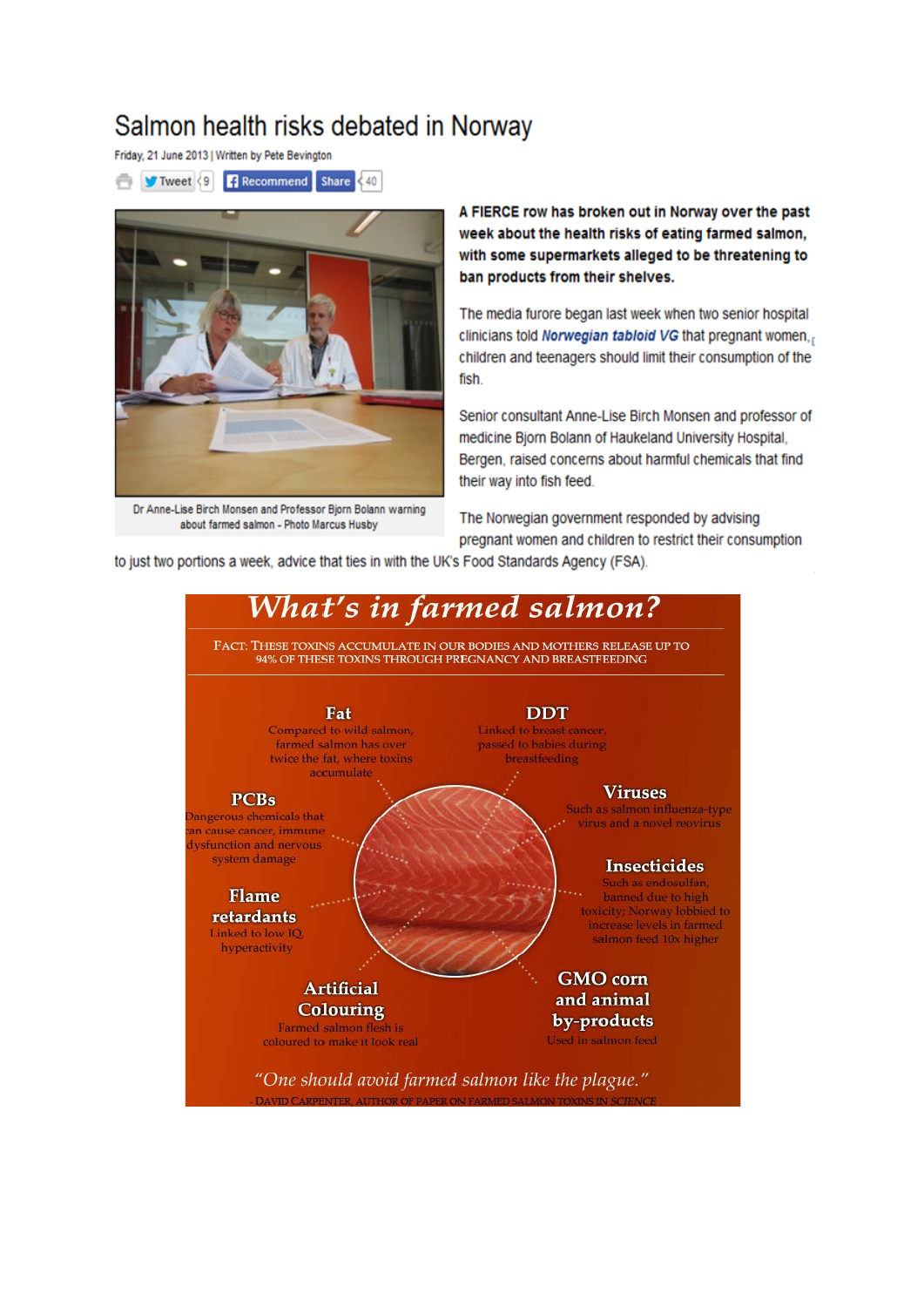# Salmon health risks debated in Norway

Friday, 21 June 2013 | Written by Pete Bevington

Tweet 9 | Recommend | Share 40

Dr Anne-Lise Birch Monsen and Professor Bjorn Bolann warning about farmed salmon - Photo Marcus Husby

**A FIERCE row has broken out in Norway over the past week about the health risks of eating farmed salmon, with some supermarkets alleged to be threatening to ban products from their shelves.**

The media furore began last week when two senior hospital clinicians told *Norwegian tabloid VG* that pregnant women, children and teenagers should limit their consumption of the fish.

Senior consultant Anne-Lise Birch Monsen and professor of medicine Bjorn Bolann of Haukeland University Hospital, Bergen, raised concerns about harmful chemicals that find their way into fish feed.

The Norwegian government responded by advising pregnant women and children to restrict their consumption to just two portions a week, advice that ties in with the UK's Food Standards Agency (FSA).

## What's in farmed salmon?

FACT: THESE TOXINS ACCUMULATE IN OUR BODIES AND MOTHERS RELEASE UP TO 94% OF THESE TOXINS THROUGH PREGNANCY AND BREASTFEEDING

**Fat**
Compared to wild salmon, farmed salmon has over twice the fat, where toxins accumulate

**DDT**
Linked to breast cancer, passed to babies during breastfeeding

**PCBs**
Dangerous chemicals that can cause cancer, immune dysfunction and nervous system damage

**Viruses**
Such as salmon influenza-type virus and a novel reovirus

**Insecticides**
Such as endosulfan, banned due to high toxicity; Norway lobbied to increase levels in farmed salmon feed 10x higher

**Flame retardants**
Linked to low IQ, hyperactivity

**Artificial Colouring**
Farmed salmon flesh is coloured to make it look real

**GMO corn and animal by-products**
Used in salmon feed

*"One should avoid farmed salmon like the plague."*
- DAVID CARPENTER, AUTHOR OF PAPER ON FARMED SALMON TOXINS IN *SCIENCE*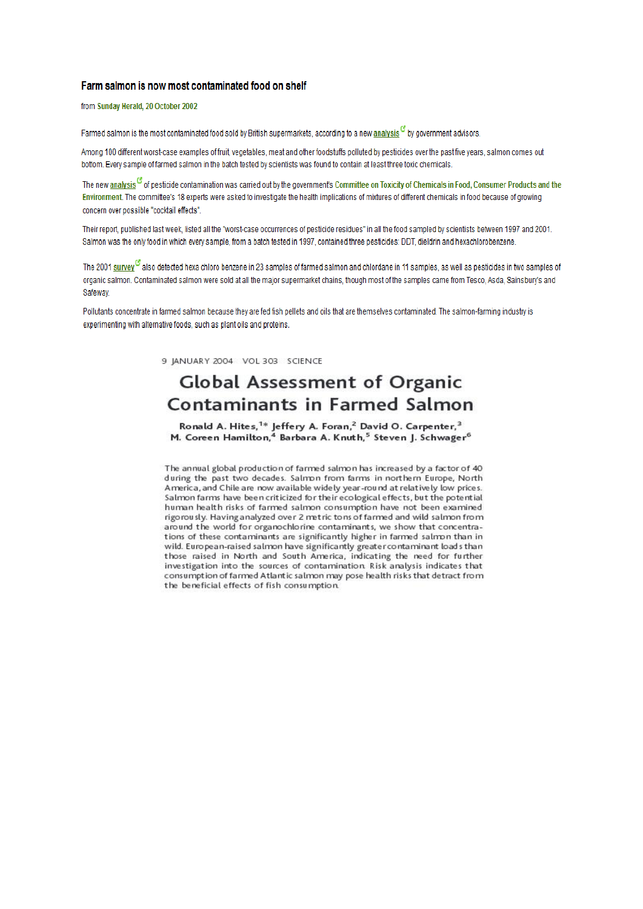## Farm salmon is now most contaminated food on shelf

from **Sunday Herald, 20 October 2002**

Farmed salmon is the most contaminated food sold by British supermarkets, according to a new analysis by government advisors.

Among 100 different worst-case examples of fruit, vegetables, meat and other foodstuffs polluted by pesticides over the past five years, salmon comes out bottom. Every sample of farmed salmon in the batch tested by scientists was found to contain at least three toxic chemicals.

The new analysis of pesticide contamination was carried out by the government's Committee on Toxicity of Chemicals in Food, Consumer Products and the Environment. The committee's 18 experts were asked to investigate the health implications of mixtures of different chemicals in food because of growing concern over possible "cocktail effects".

Their report, published last week, listed all the "worst-case occurrences of pesticide residues" in all the food sampled by scientists between 1997 and 2001. Salmon was the only food in which every sample, from a batch tested in 1997, contained three pesticides: DDT, dieldrin and hexachlorobenzene.

The 2001 survey also detected hexa chloro benzene in 23 samples of farmed salmon and chlordane in 11 samples, as well as pesticides in two samples of organic salmon. Contaminated salmon were sold at all the major supermarket chains, though most of the samples came from Tesco, Asda, Sainsbury's and Safeway.

Pollutants concentrate in farmed salmon because they are fed fish pellets and oils that are themselves contaminated. The salmon-farming industry is experimenting with alternative foods, such as plant oils and proteins.

9 JANUARY 2004 VOL 303 SCIENCE

## Global Assessment of Organic Contaminants in Farmed Salmon

**Ronald A. Hites,[1*] Jeffery A. Foran,[2] David O. Carpenter,[3] M. Coreen Hamilton,[4] Barbara A. Knuth,[5] Steven J. Schwager[6]**

The annual global production of farmed salmon has increased by a factor of 40 during the past two decades. Salmon from farms in northern Europe, North America, and Chile are now available widely year-round at relatively low prices. Salmon farms have been criticized for their ecological effects, but the potential human health risks of farmed salmon consumption have not been examined rigorously. Having analyzed over 2 metric tons of farmed and wild salmon from around the world for organochlorine contaminants, we show that concentrations of these contaminants are significantly higher in farmed salmon than in wild. European-raised salmon have significantly greater contaminant loads than those raised in North and South America, indicating the need for further investigation into the sources of contamination. Risk analysis indicates that consumption of farmed Atlantic salmon may pose health risks that detract from the beneficial effects of fish consumption.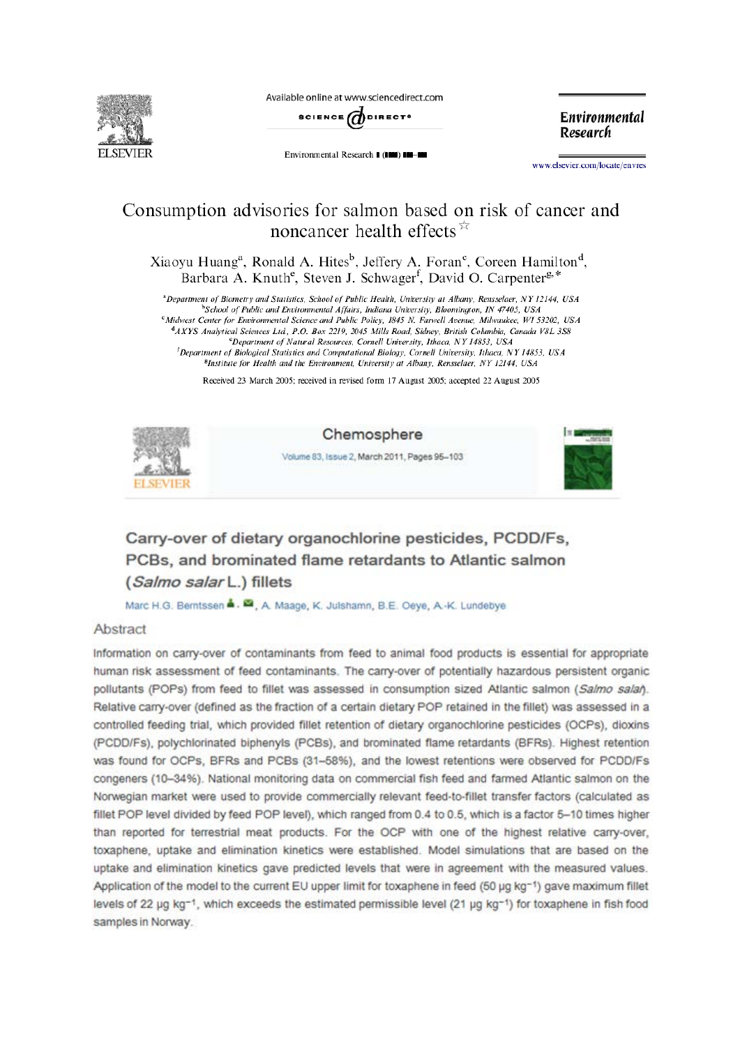Available online at www.sciencedirect.com

SCIENCE DIRECT

Environmental Research

www.elsevier.com/locate/envres

# Consumption advisories for salmon based on risk of cancer and noncancer health effects

Xiaoyu Huang[a], Ronald A. Hites[b], Jeffery A. Foran[c], Coreen Hamilton[d], Barbara A. Knuth[e], Steven J. Schwager[f], David O. Carpenter[g,*]

[a]Department of Biometry and Statistics, School of Public Health, University at Albany, Rensselaer, NY 12144, USA
[b]School of Public and Environmental Affairs, Indiana University, Bloomington, IN 47405, USA
[c]Midwest Center for Environmental Science and Public Policy, 1845 N. Farwell Avenue, Milwaukee, WI 53202, USA
[d]AXYS Analytical Sciences Ltd., P.O. Box 2219, 2045 Mills Road, Sidney, British Columbia, Canada V8L 3S8
[e]Department of Natural Resources, Cornell University, Ithaca, NY 14853, USA
[f]Department of Biological Statistics and Computational Biology, Cornell University, Ithaca, NY 14853, USA
[g]Institute for Health and the Environment, University at Albany, Rensselaer, NY 12144, USA

Received 23 March 2005; received in revised form 17 August 2005; accepted 22 August 2005

Chemosphere

Volume 83, Issue 2, March 2011, Pages 95–103

## Carry-over of dietary organochlorine pesticides, PCDD/Fs, PCBs, and brominated flame retardants to Atlantic salmon (*Salmo salar* L.) fillets

Marc H.G. Berntssen, A. Maage, K. Julshamn, B.E. Oeye, A.-K. Lundebye

### Abstract

Information on carry-over of contaminants from feed to animal food products is essential for appropriate human risk assessment of feed contaminants. The carry-over of potentially hazardous persistent organic pollutants (POPs) from feed to fillet was assessed in consumption sized Atlantic salmon (*Salmo salar*). Relative carry-over (defined as the fraction of a certain dietary POP retained in the fillet) was assessed in a controlled feeding trial, which provided fillet retention of dietary organochlorine pesticides (OCPs), dioxins (PCDD/Fs), polychlorinated biphenyls (PCBs), and brominated flame retardants (BFRs). Highest retention was found for OCPs, BFRs and PCBs (31–58%), and the lowest retentions were observed for PCDD/Fs congeners (10–34%). National monitoring data on commercial fish feed and farmed Atlantic salmon on the Norwegian market were used to provide commercially relevant feed-to-fillet transfer factors (calculated as fillet POP level divided by feed POP level), which ranged from 0.4 to 0.5, which is a factor 5–10 times higher than reported for terrestrial meat products. For the OCP with one of the highest relative carry-over, toxaphene, uptake and elimination kinetics were established. Model simulations that are based on the uptake and elimination kinetics gave predicted levels that were in agreement with the measured values. Application of the model to the current EU upper limit for toxaphene in feed (50 μg $kg^{-1}$) gave maximum fillet levels of 22 μg $kg^{-1}$, which exceeds the estimated permissible level (21 μg $kg^{-1}$) for toxaphene in fish food samples in Norway.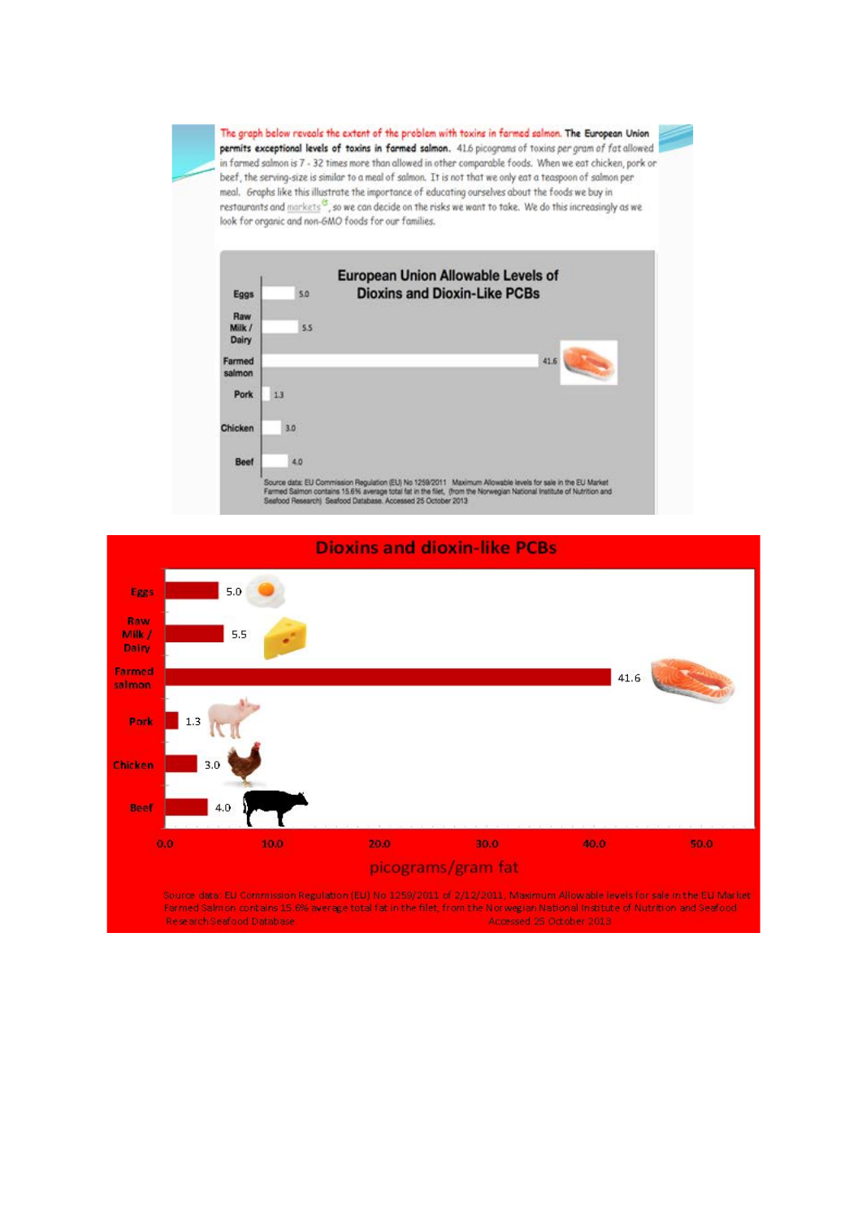The graph below reveals the extent of the problem with toxins in farmed salmon. **The European Union permits exceptional levels of toxins in farmed salmon.** 41.6 picograms of toxins per gram of fat allowed in farmed salmon is 7 - 32 times more than allowed in other comparable foods. When we eat chicken, pork or beef, the serving-size is similar to a meal of salmon. It is not that we only eat a teaspoon of salmon per meal. Graphs like this illustrate the importance of educating ourselves about the foods we buy in restaurants and markets, so we can decide on the risks we want to take. We do this increasingly as we look for organic and non-GMO foods for our families.

**European Union Allowable Levels of Dioxins and Dioxin-Like PCBs**

| Food | Level |
|---|---|
| Eggs | 5.0 |
| Raw Milk / Dairy | 5.5 |
| Farmed salmon | 41.6 |
| Pork | 1.3 |
| Chicken | 3.0 |
| Beef | 4.0 |

Source data: EU Commission Regulation (EU) No 1259/2011 Maximum Allowable levels for sale in the EU Market. Farmed Salmon contains 15.6% average total fat in the filet, (from the Norwegian National Institute of Nutrition and Seafood Research) Seafood Database. Accessed 25 October 2013

**Dioxins and dioxin-like PCBs**

| Food | picograms/gram fat |
|---|---|
| Eggs | 5.0 |
| Raw Milk / Dairy | 5.5 |
| Farmed salmon | 41.6 |
| Pork | 1.3 |
| Chicken | 3.0 |
| Beef | 4.0 |

Source data: EU Commission Regulation (EU) No 1259/2011 of 2/12/2011, Maximum Allowable levels for sale in the EU Market. Farmed Salmon contains 15.6% average total fat in the filet, from the Norwegian National Institute of Nutrition and Seafood Research Seafood Database. Accessed 25 October 2013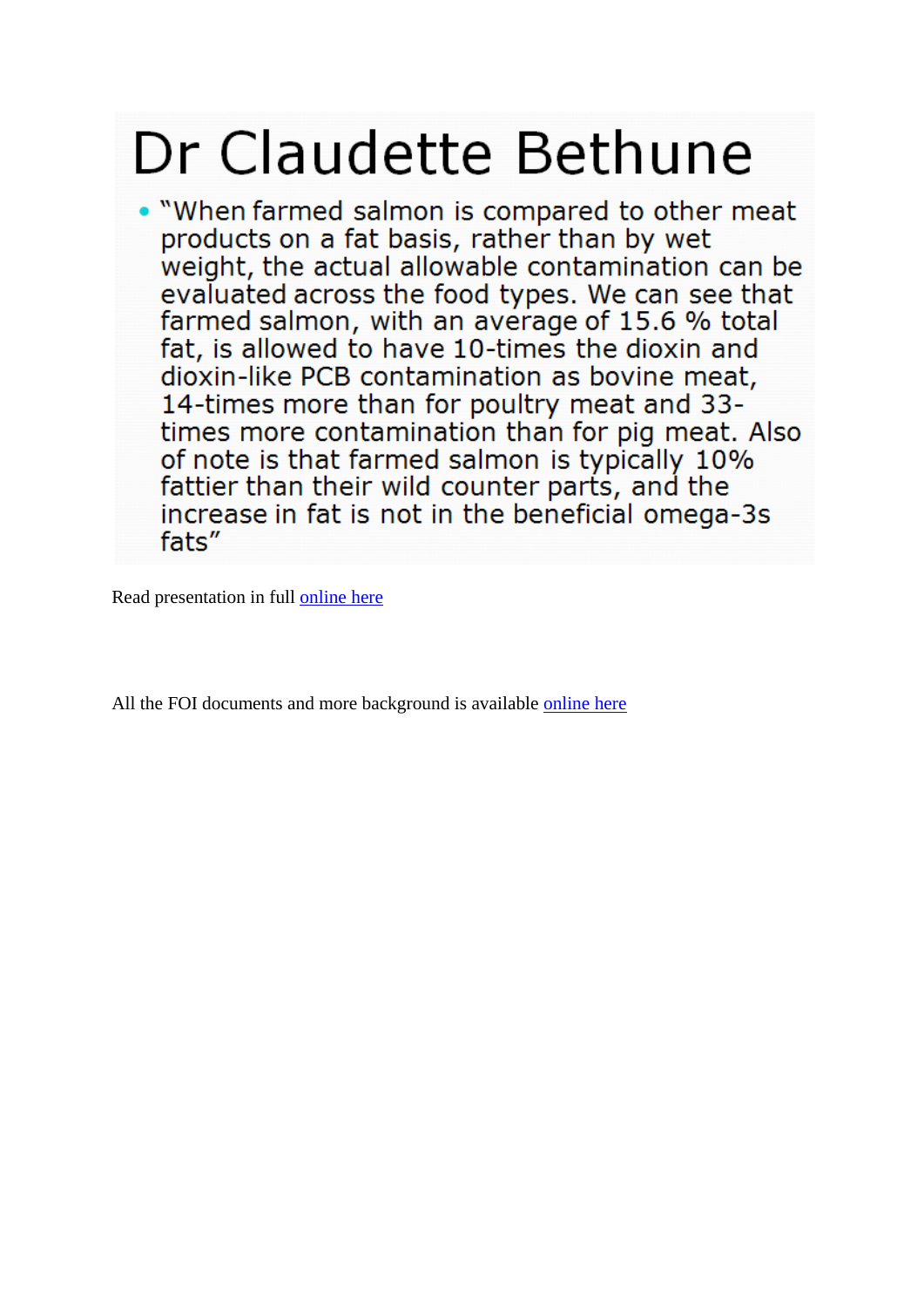# Dr Claudette Bethune

- "When farmed salmon is compared to other meat products on a fat basis, rather than by wet weight, the actual allowable contamination can be evaluated across the food types. We can see that farmed salmon, with an average of 15.6 % total fat, is allowed to have 10-times the dioxin and dioxin-like PCB contamination as bovine meat, 14-times more than for poultry meat and 33-times more contamination than for pig meat. Also of note is that farmed salmon is typically 10% fattier than their wild counter parts, and the increase in fat is not in the beneficial omega-3s fats"

Read presentation in full online here

All the FOI documents and more background is available online here